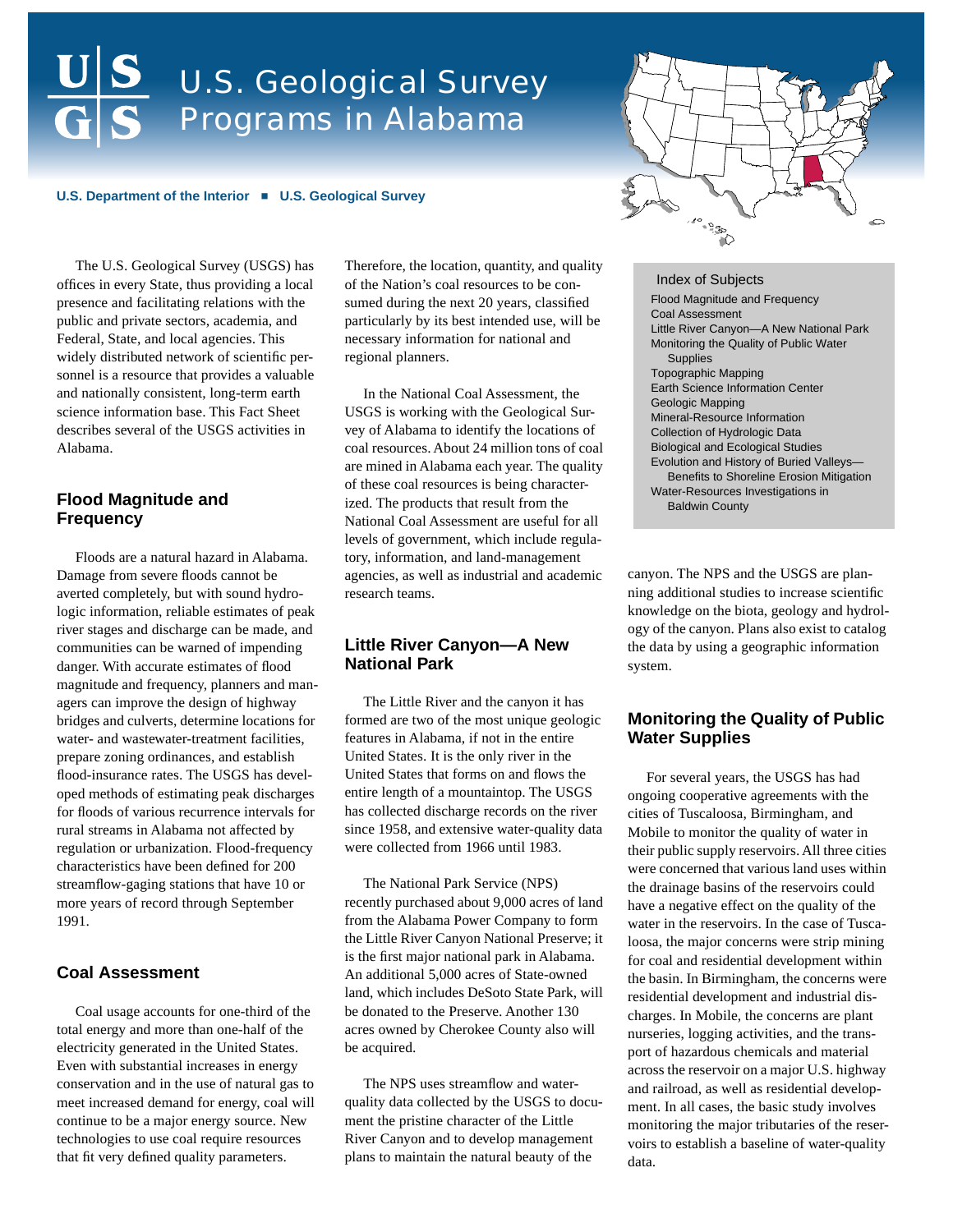# U.S. Geological Survey Programs in Alabama

**U.S. Department of the Interior ■ U.S. Geological Survey**

The U.S. Geological Survey (USGS) has offices in every State, thus providing a local presence and facilitating relations with the public and private sectors, academia, and Federal, State, and local agencies. This widely distributed network of scientific personnel is a resource that provides a valuable and nationally consistent, long-term earth science information base. This Fact Sheet describes several of the USGS activities in Alabama.

## Flood Magnitude and Frequency

Floods are a natural hazard in Alabama. Damage from severe floods cannot be averted completely, but with sound hydrologic information, reliable estimates of peak river stages and discharge can be made, and communities can be warned of impending danger. With accurate estimates of flood magnitude and frequency, planners and managers can improve the design of highway bridges and culverts, determine locations for water- and wastewater-treatment facilities, prepare zoning ordinances, and establish flood-insurance rates. The USGS has developed methods of estimating peak discharges for floods of various recurrence intervals for rural streams in Alabama not affected by regulation or urbanization. Flood-frequency characteristics have been defined for 200 streamflow-gaging stations that have 10 or more years of record through September 1991.

## Coal Assessment

Coal usage accounts for one-third of the total energy and more than one-half of the electricity generated in the United States. Even with substantial increases in energy conservation and in the use of natural gas to meet increased demand for energy, coal will continue to be a major energy source. New technologies to use coal require resources that fit very defined quality parameters. Therefore, the location, quantity, and quality of the Nation's coal resources to be consumed during the next 20 years, classified particularly by its best intended use, will be necessary information for national and regional planners.

In the National Coal Assessment, the USGS is working with the Geological Survey of Alabama to identify the locations of coal resources. About 24 million tons of coal are mined in Alabama each year. The quality of these coal resources is being characterized. The products that result from the National Coal Assessment are useful for all levels of government, which include regulatory, information, and land-management agencies, as well as industrial and academic research teams.

## Little River Canyon—A New National Park

The Little River and the canyon it has formed are two of the most unique geologic features in Alabama, if not in the entire United States. It is the only river in the United States that forms on and flows the entire length of a mountaintop. The USGS has collected discharge records on the river since 1958, and extensive water-quality data were collected from 1966 until 1983.

The National Park Service (NPS) recently purchased about 9,000 acres of land from the Alabama Power Company to form the Little River Canyon National Preserve; it is the first major national park in Alabama. An additional 5,000 acres of State-owned land, which includes DeSoto State Park, will be donated to the Preserve. Another 130 acres owned by Cherokee County also will be acquired.

The NPS uses streamflow and water-quality data collected by the USGS to document the pristine character of the Little River Canyon and to develop management plans to maintain the natural beauty of the canyon. The NPS and the USGS are planning additional studies to increase scientific knowledge on the biota, geology and hydrology of the canyon. Plans also exist to catalog the data by using a geographic information system.

**Index of Subjects**

- Flood Magnitude and Frequency
- Coal Assessment
- Little River Canyon—A New National Park
- Monitoring the Quality of Public Water Supplies
- Topographic Mapping
- Earth Science Information Center
- Geologic Mapping
- Mineral-Resource Information
- Collection of Hydrologic Data
- Biological and Ecological Studies
- Evolution and History of Buried Valleys—Benefits to Shoreline Erosion Mitigation
- Water-Resources Investigations in Baldwin County

## Monitoring the Quality of Public Water Supplies

For several years, the USGS has had ongoing cooperative agreements with the cities of Tuscaloosa, Birmingham, and Mobile to monitor the quality of water in their public supply reservoirs. All three cities were concerned that various land uses within the drainage basins of the reservoirs could have a negative effect on the quality of the water in the reservoirs. In the case of Tuscaloosa, the major concerns were strip mining for coal and residential development within the basin. In Birmingham, the concerns were residential development and industrial discharges. In Mobile, the concerns are plant nurseries, logging activities, and the transport of hazardous chemicals and material across the reservoir on a major U.S. highway and railroad, as well as residential development. In all cases, the basic study involves monitoring the major tributaries of the reservoirs to establish a baseline of water-quality data.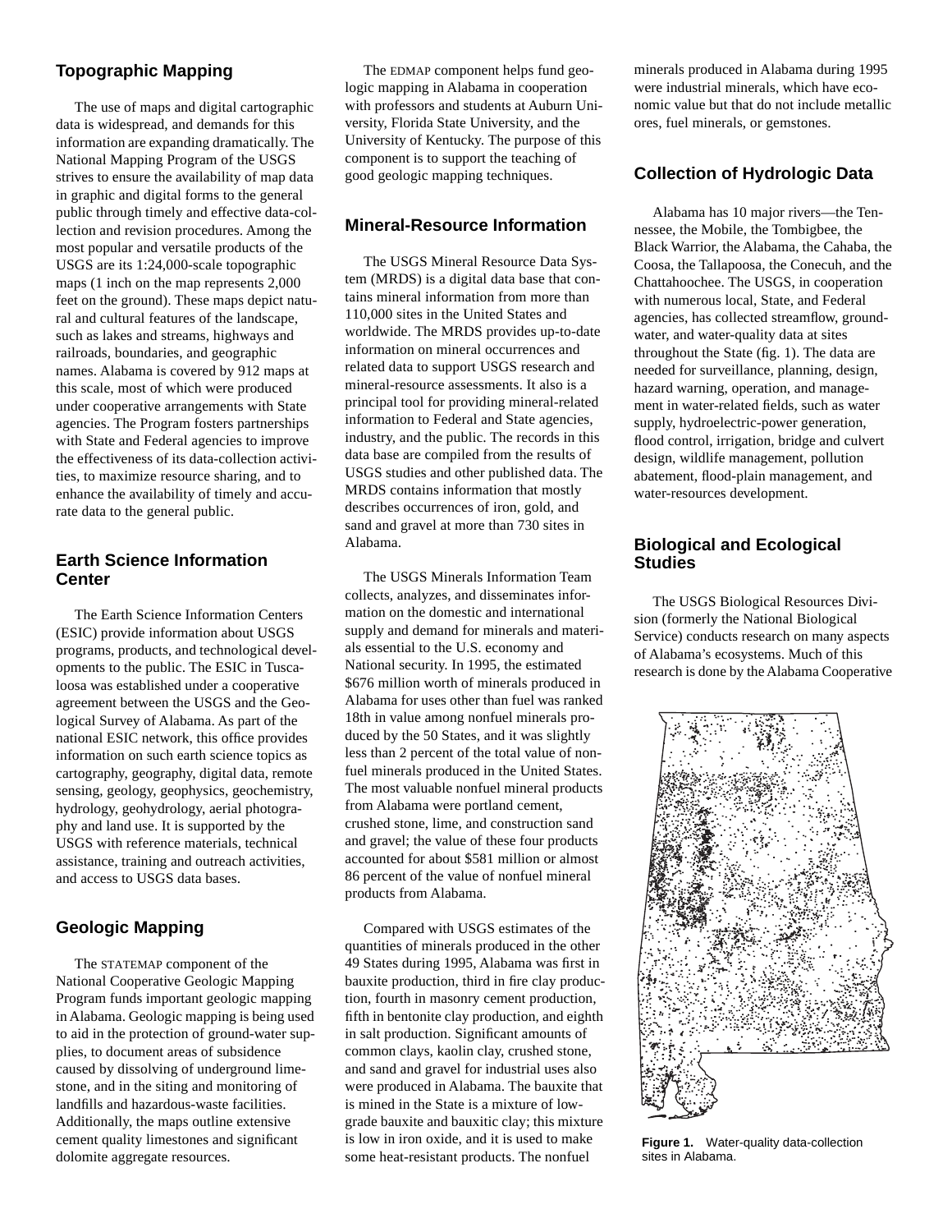## Topographic Mapping

The use of maps and digital cartographic data is widespread, and demands for this information are expanding dramatically. The National Mapping Program of the USGS strives to ensure the availability of map data in graphic and digital forms to the general public through timely and effective data-collection and revision procedures. Among the most popular and versatile products of the USGS are its 1:24,000-scale topographic maps (1 inch on the map represents 2,000 feet on the ground). These maps depict natural and cultural features of the landscape, such as lakes and streams, highways and railroads, boundaries, and geographic names. Alabama is covered by 912 maps at this scale, most of which were produced under cooperative arrangements with State agencies. The Program fosters partnerships with State and Federal agencies to improve the effectiveness of its data-collection activities, to maximize resource sharing, and to enhance the availability of timely and accurate data to the general public.

## Earth Science Information Center

The Earth Science Information Centers (ESIC) provide information about USGS programs, products, and technological developments to the public. The ESIC in Tuscaloosa was established under a cooperative agreement between the USGS and the Geological Survey of Alabama. As part of the national ESIC network, this office provides information on such earth science topics as cartography, geography, digital data, remote sensing, geology, geophysics, geochemistry, hydrology, geohydrology, aerial photography and land use. It is supported by the USGS with reference materials, technical assistance, training and outreach activities, and access to USGS data bases.

## Geologic Mapping

The STATEMAP component of the National Cooperative Geologic Mapping Program funds important geologic mapping in Alabama. Geologic mapping is being used to aid in the protection of ground-water supplies, to document areas of subsidence caused by dissolving of underground limestone, and in the siting and monitoring of landfills and hazardous-waste facilities. Additionally, the maps outline extensive cement quality limestones and significant dolomite aggregate resources.

The EDMAP component helps fund geologic mapping in Alabama in cooperation with professors and students at Auburn University, Florida State University, and the University of Kentucky. The purpose of this component is to support the teaching of good geologic mapping techniques.

## Mineral-Resource Information

The USGS Mineral Resource Data System (MRDS) is a digital data base that contains mineral information from more than 110,000 sites in the United States and worldwide. The MRDS provides up-to-date information on mineral occurrences and related data to support USGS research and mineral-resource assessments. It also is a principal tool for providing mineral-related information to Federal and State agencies, industry, and the public. The records in this data base are compiled from the results of USGS studies and other published data. The MRDS contains information that mostly describes occurrences of iron, gold, and sand and gravel at more than 730 sites in Alabama.

The USGS Minerals Information Team collects, analyzes, and disseminates information on the domestic and international supply and demand for minerals and materials essential to the U.S. economy and National security. In 1995, the estimated $676 million worth of minerals produced in Alabama for uses other than fuel was ranked 18th in value among nonfuel minerals produced by the 50 States, and it was slightly less than 2 percent of the total value of nonfuel minerals produced in the United States. The most valuable nonfuel mineral products from Alabama were portland cement, crushed stone, lime, and construction sand and gravel; the value of these four products accounted for about $581 million or almost 86 percent of the value of nonfuel mineral products from Alabama.

Compared with USGS estimates of the quantities of minerals produced in the other 49 States during 1995, Alabama was first in bauxite production, third in fire clay production, fourth in masonry cement production, fifth in bentonite clay production, and eighth in salt production. Significant amounts of common clays, kaolin clay, crushed stone, and sand and gravel for industrial uses also were produced in Alabama. The bauxite that is mined in the State is a mixture of low-grade bauxite and bauxitic clay; this mixture is low in iron oxide, and it is used to make some heat-resistant products. The nonfuel minerals produced in Alabama during 1995 were industrial minerals, which have economic value but that do not include metallic ores, fuel minerals, or gemstones.

## Collection of Hydrologic Data

Alabama has 10 major rivers—the Tennessee, the Mobile, the Tombigbee, the Black Warrior, the Alabama, the Cahaba, the Coosa, the Tallapoosa, the Conecuh, and the Chattahoochee. The USGS, in cooperation with numerous local, State, and Federal agencies, has collected streamflow, ground-water, and water-quality data at sites throughout the State (fig. 1). The data are needed for surveillance, planning, design, hazard warning, operation, and management in water-related fields, such as water supply, hydroelectric-power generation, flood control, irrigation, bridge and culvert design, wildlife management, pollution abatement, flood-plain management, and water-resources development.

## Biological and Ecological Studies

The USGS Biological Resources Division (formerly the National Biological Service) conducts research on many aspects of Alabama's ecosystems. Much of this research is done by the Alabama Cooperative

**Figure 1.** Water-quality data-collection sites in Alabama.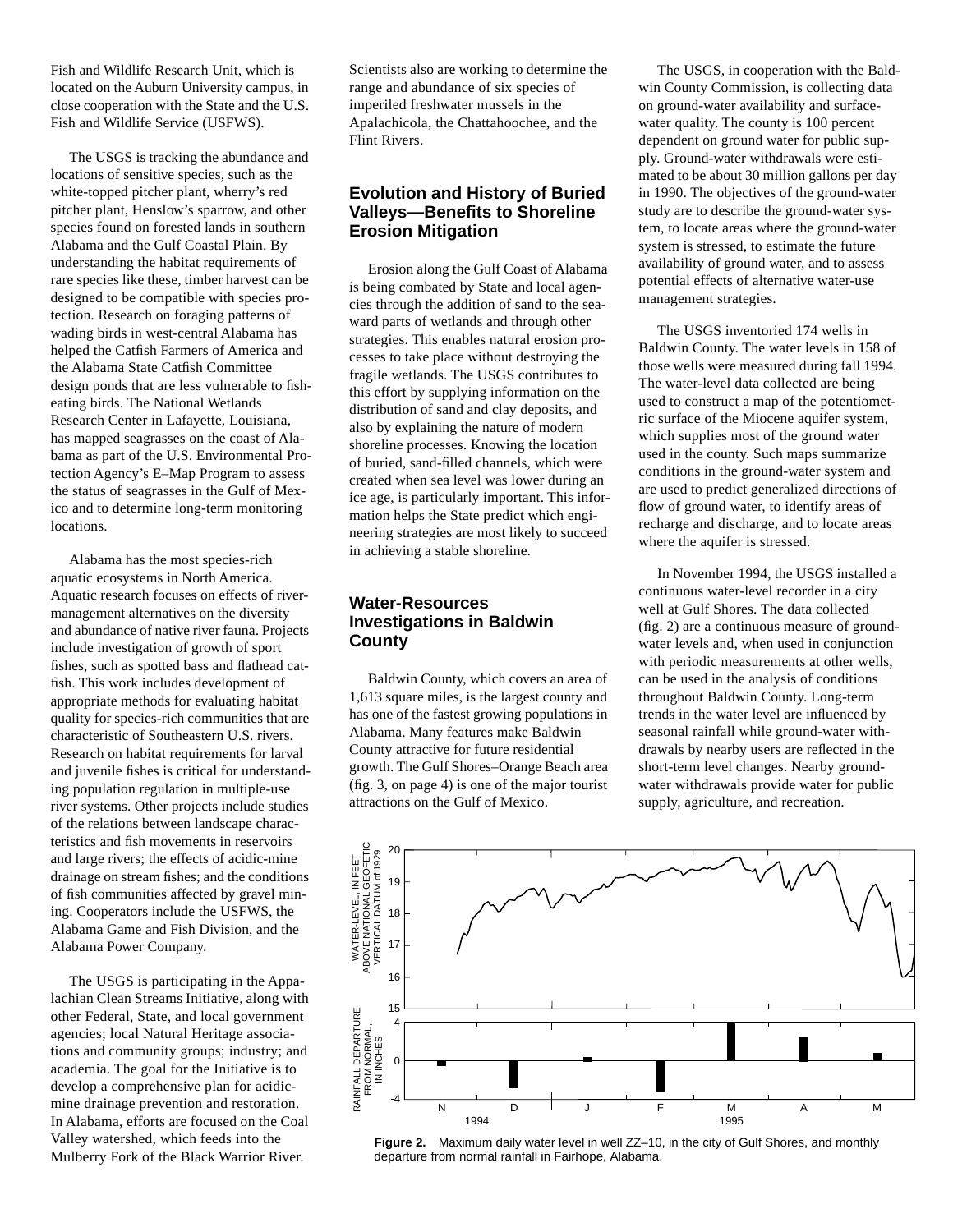Fish and Wildlife Research Unit, which is located on the Auburn University campus, in close cooperation with the State and the U.S. Fish and Wildlife Service (USFWS).

The USGS is tracking the abundance and locations of sensitive species, such as the white-topped pitcher plant, wherry's red pitcher plant, Henslow's sparrow, and other species found on forested lands in southern Alabama and the Gulf Coastal Plain. By understanding the habitat requirements of rare species like these, timber harvest can be designed to be compatible with species protection. Research on foraging patterns of wading birds in west-central Alabama has helped the Catfish Farmers of America and the Alabama State Catfish Committee design ponds that are less vulnerable to fish-eating birds. The National Wetlands Research Center in Lafayette, Louisiana, has mapped seagrasses on the coast of Alabama as part of the U.S. Environmental Protection Agency's E–Map Program to assess the status of seagrasses in the Gulf of Mexico and to determine long-term monitoring locations.

Alabama has the most species-rich aquatic ecosystems in North America. Aquatic research focuses on effects of river-management alternatives on the diversity and abundance of native river fauna. Projects include investigation of growth of sport fishes, such as spotted bass and flathead catfish. This work includes development of appropriate methods for evaluating habitat quality for species-rich communities that are characteristic of Southeastern U.S. rivers. Research on habitat requirements for larval and juvenile fishes is critical for understanding population regulation in multiple-use river systems. Other projects include studies of the relations between landscape characteristics and fish movements in reservoirs and large rivers; the effects of acidic-mine drainage on stream fishes; and the conditions of fish communities affected by gravel mining. Cooperators include the USFWS, the Alabama Game and Fish Division, and the Alabama Power Company.

The USGS is participating in the Appalachian Clean Streams Initiative, along with other Federal, State, and local government agencies; local Natural Heritage associations and community groups; industry; and academia. The goal for the Initiative is to develop a comprehensive plan for acidic-mine drainage prevention and restoration. In Alabama, efforts are focused on the Coal Valley watershed, which feeds into the Mulberry Fork of the Black Warrior River. Scientists also are working to determine the range and abundance of six species of imperiled freshwater mussels in the Apalachicola, the Chattahoochee, and the Flint Rivers.

## Evolution and History of Buried Valleys—Benefits to Shoreline Erosion Mitigation

Erosion along the Gulf Coast of Alabama is being combated by State and local agencies through the addition of sand to the seaward parts of wetlands and through other strategies. This enables natural erosion processes to take place without destroying the fragile wetlands. The USGS contributes to this effort by supplying information on the distribution of sand and clay deposits, and also by explaining the nature of modern shoreline processes. Knowing the location of buried, sand-filled channels, which were created when sea level was lower during an ice age, is particularly important. This information helps the State predict which engineering strategies are most likely to succeed in achieving a stable shoreline.

## Water-Resources Investigations in Baldwin County

Baldwin County, which covers an area of 1,613 square miles, is the largest county and has one of the fastest growing populations in Alabama. Many features make Baldwin County attractive for future residential growth. The Gulf Shores–Orange Beach area (fig. 3, on page 4) is one of the major tourist attractions on the Gulf of Mexico.

The USGS, in cooperation with the Baldwin County Commission, is collecting data on ground-water availability and surface-water quality. The county is 100 percent dependent on ground water for public supply. Ground-water withdrawals were estimated to be about 30 million gallons per day in 1990. The objectives of the ground-water study are to describe the ground-water system, to locate areas where the ground-water system is stressed, to estimate the future availability of ground water, and to assess potential effects of alternative water-use management strategies.

The USGS inventoried 174 wells in Baldwin County. The water levels in 158 of those wells were measured during fall 1994. The water-level data collected are being used to construct a map of the potentiometric surface of the Miocene aquifer system, which supplies most of the ground water used in the county. Such maps summarize conditions in the ground-water system and are used to predict generalized directions of flow of ground water, to identify areas of recharge and discharge, and to locate areas where the aquifer is stressed.

In November 1994, the USGS installed a continuous water-level recorder in a city well at Gulf Shores. The data collected (fig. 2) are a continuous measure of ground-water levels and, when used in conjunction with periodic measurements at other wells, can be used in the analysis of conditions throughout Baldwin County. Long-term trends in the water level are influenced by seasonal rainfall while ground-water withdrawals by nearby users are reflected in the short-term level changes. Nearby ground-water withdrawals provide water for public supply, agriculture, and recreation.

**Figure 2.** Maximum daily water level in well ZZ–10, in the city of Gulf Shores, and monthly departure from normal rainfall in Fairhope, Alabama.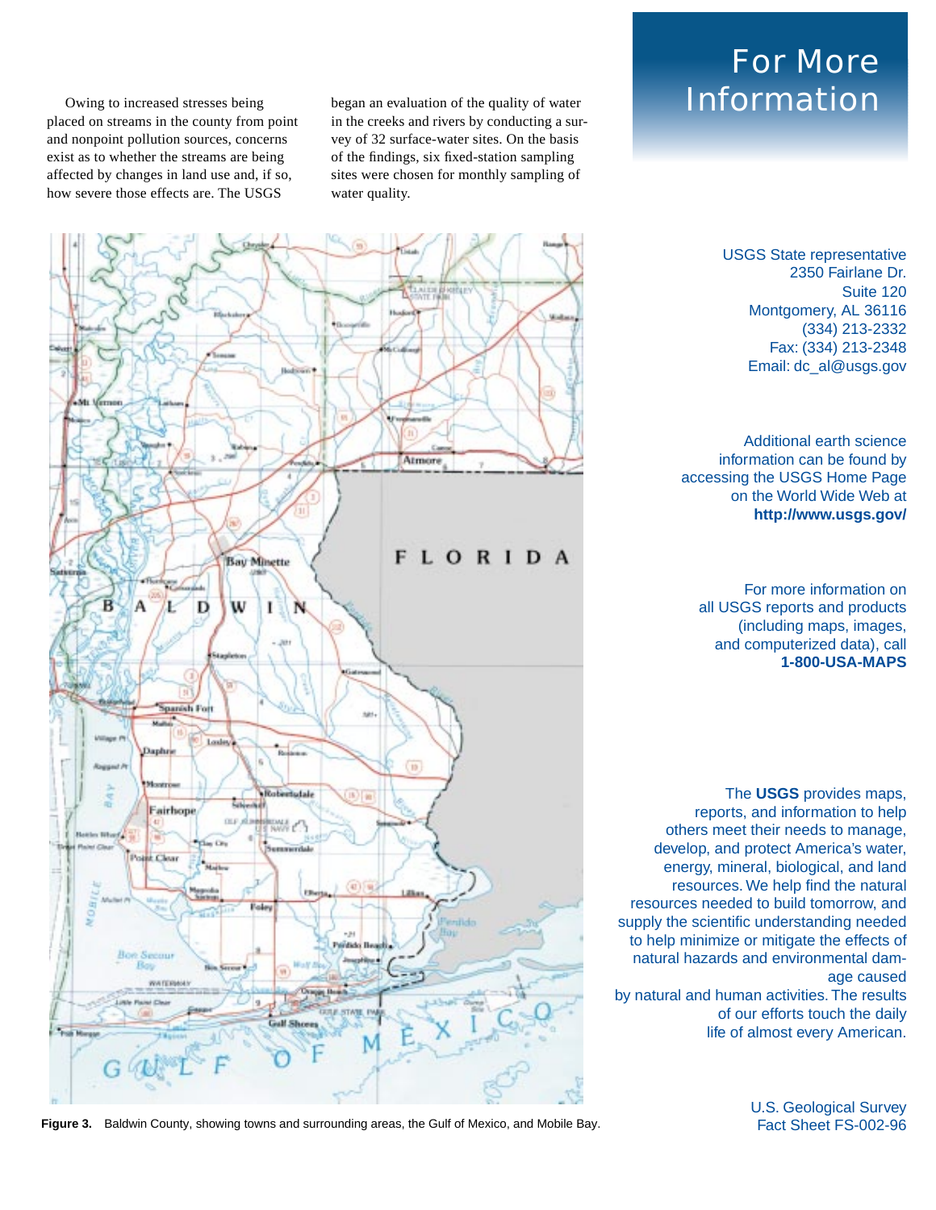Owing to increased stresses being placed on streams in the county from point and nonpoint pollution sources, concerns exist as to whether the streams are being affected by changes in land use and, if so, how severe those effects are. The USGS began an evaluation of the quality of water in the creeks and rivers by conducting a survey of 32 surface-water sites. On the basis of the findings, six fixed-station sampling sites were chosen for monthly sampling of water quality.

**Figure 3.** Baldwin County, showing towns and surrounding areas, the Gulf of Mexico, and Mobile Bay.

# For More Information

USGS State representative
2350 Fairlane Dr.
Suite 120
Montgomery, AL 36116
(334) 213-2332
Fax: (334) 213-2348
Email: dc_al@usgs.gov

Additional earth science information can be found by accessing the USGS Home Page on the World Wide Web at **http://www.usgs.gov/**

For more information on all USGS reports and products (including maps, images, and computerized data), call **1-800-USA-MAPS**

The **USGS** provides maps, reports, and information to help others meet their needs to manage, develop, and protect America's water, energy, mineral, biological, and land resources. We help find the natural resources needed to build tomorrow, and supply the scientific understanding needed to help minimize or mitigate the effects of natural hazards and environmental damage caused by natural and human activities. The results of our efforts touch the daily life of almost every American.

U.S. Geological Survey
Fact Sheet FS-002-96